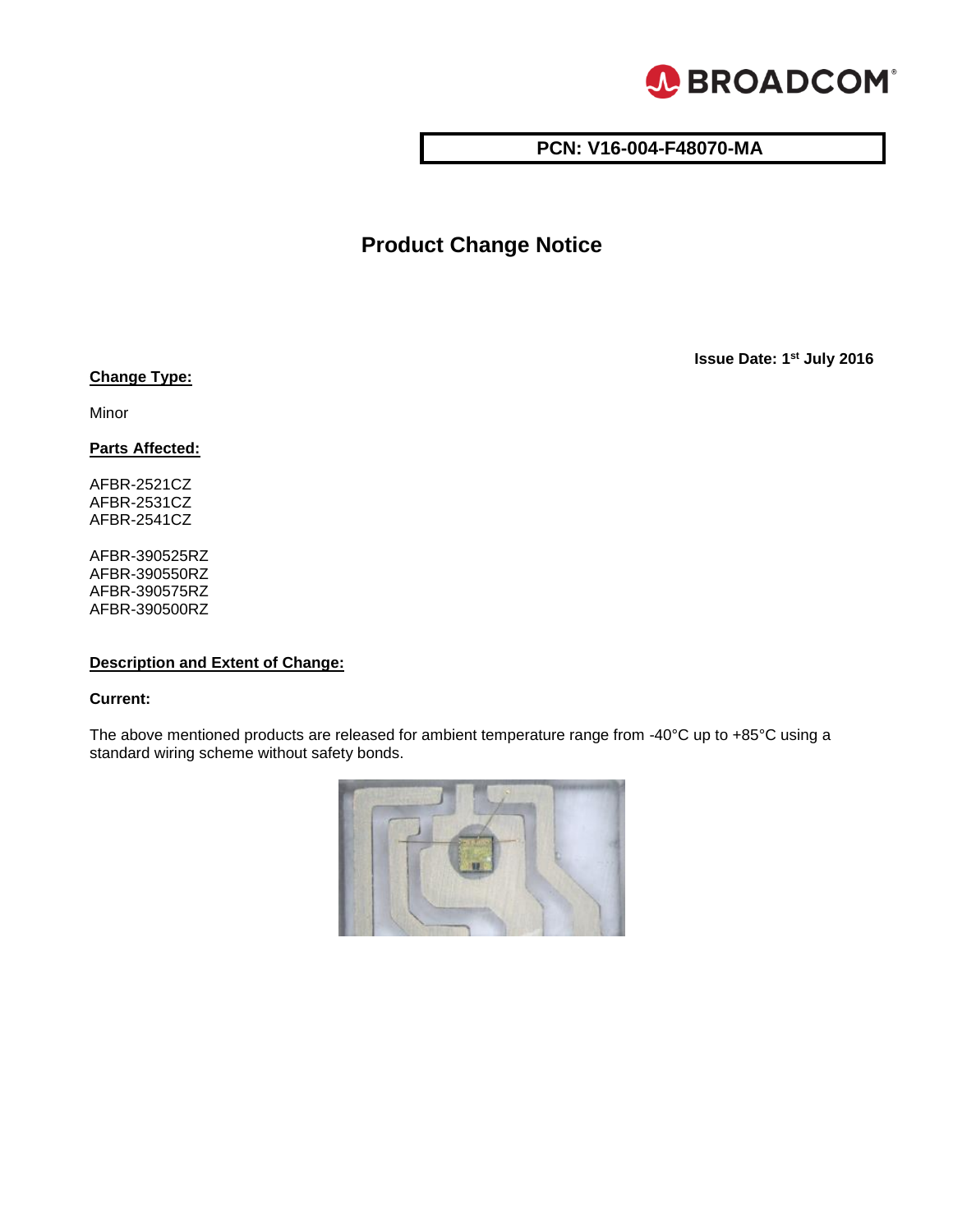**PCN: V16-004-F48070-MA**

# Product Change Notice

**Issue Date: 1st July 2016**

**Change Type:**

Minor

**Parts Affected:**

AFBR-2521CZ
AFBR-2531CZ
AFBR-2541CZ

AFBR-390525RZ
AFBR-390550RZ
AFBR-390575RZ
AFBR-390500RZ

**Description and Extent of Change:**

**Current:**

The above mentioned products are released for ambient temperature range from -40°C up to +85°C using a standard wiring scheme without safety bonds.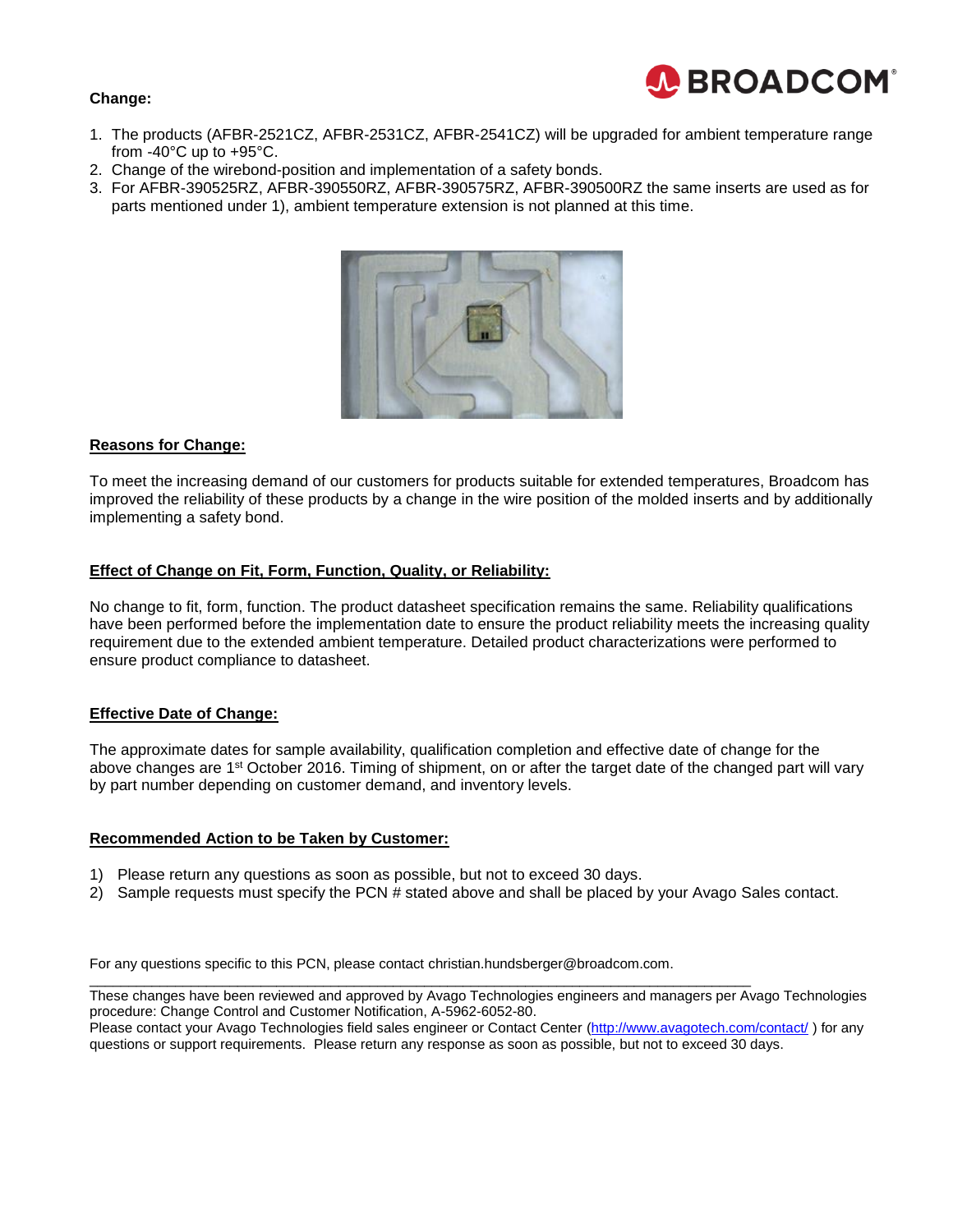**Change:**

1. The products (AFBR-2521CZ, AFBR-2531CZ, AFBR-2541CZ) will be upgraded for ambient temperature range from -40°C up to +95°C.
2. Change of the wirebond-position and implementation of a safety bonds.
3. For AFBR-390525RZ, AFBR-390550RZ, AFBR-390575RZ, AFBR-390500RZ the same inserts are used as for parts mentioned under 1), ambient temperature extension is not planned at this time.

## Reasons for Change:

To meet the increasing demand of our customers for products suitable for extended temperatures, Broadcom has improved the reliability of these products by a change in the wire position of the molded inserts and by additionally implementing a safety bond.

## Effect of Change on Fit, Form, Function, Quality, or Reliability:

No change to fit, form, function. The product datasheet specification remains the same. Reliability qualifications have been performed before the implementation date to ensure the product reliability meets the increasing quality requirement due to the extended ambient temperature. Detailed product characterizations were performed to ensure product compliance to datasheet.

## Effective Date of Change:

The approximate dates for sample availability, qualification completion and effective date of change for the above changes are 1st October 2016. Timing of shipment, on or after the target date of the changed part will vary by part number depending on customer demand, and inventory levels.

## Recommended Action to be Taken by Customer:

1) Please return any questions as soon as possible, but not to exceed 30 days.
2) Sample requests must specify the PCN # stated above and shall be placed by your Avago Sales contact.

For any questions specific to this PCN, please contact christian.hundsberger@broadcom.com.

---

These changes have been reviewed and approved by Avago Technologies engineers and managers per Avago Technologies procedure: Change Control and Customer Notification, A-5962-6052-80.
Please contact your Avago Technologies field sales engineer or Contact Center (http://www.avagotech.com/contact/ ) for any questions or support requirements. Please return any response as soon as possible, but not to exceed 30 days.